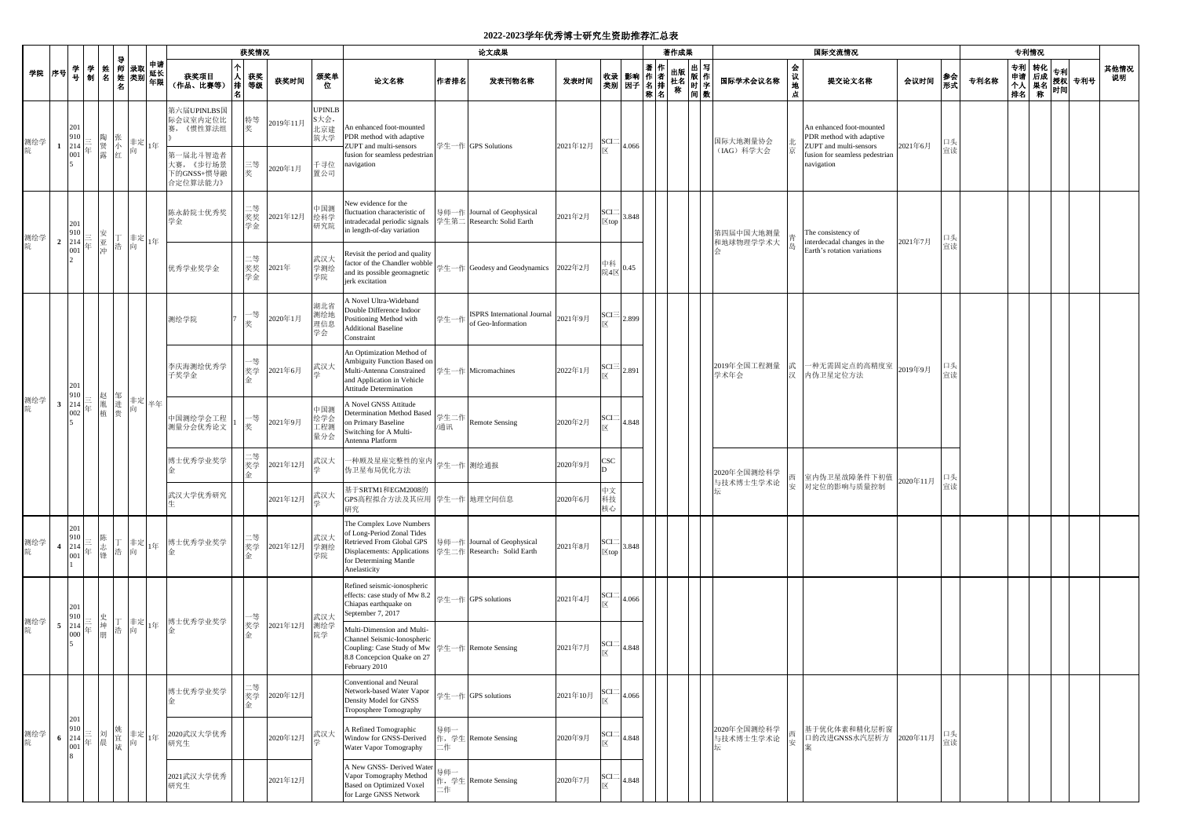# 2022-2023学年优秀博士研究生资助推荐汇总表

| 学院 | 序号 | 学号 | 学制 | 姓名 | 导师姓名 | 录取类别 | 申请延长年限 | 获奖情况 | | | | | 论文成果 | | | | | | | 著作成果 | | | | | 国际交流情况 | | | | | 专利情况 | | | | | 其他情况说明 |
|---|---|---|---|---|---|---|---|---|---|---|---|---|---|---|---|---|---|---|---|---|---|---|---|---|---|---|---|---|---|---|---|---|---|---|---|
| | | | | | | | | 获奖项目（作品、比赛等） | 个人排名 | 获奖等级 | 获奖时间 | 颁奖单位 | 论文名称 | 作者排名 | 发表刊物名称 | 发表时间 | 收录类别 | 影响因子 | 著作名称 | 著者排名 | 出版社名称 | 出版时间 | 写作字数 | 国际学术会议名称 | 会议地点 | 提交论文名称 | 会议时间 | 参会形式 | 专利名称 | 专利申请个人排名 | 转化后成果名称 | 专利授权时间 | 专利号 | |
| 测绘学院 | 1 | 2019102140015 | 三年 | 陶贤露 | 张小红 | 非定向 | 1年 | 第六届UPINLBS国际会议室内定位比赛，《惯性算法组》 | | 特等奖 | 2019年11月 | UPINLBS大会，北京建筑大学 | An enhanced foot-mounted PDR method with adaptive ZUPT and multi-sensors fusion for seamless pedestrian navigation | 学生一作 | GPS Solutions | 2021年12月 | SCI二区 | 4.066 | | | | | | 国际大地测量协会（IAG）科学大会 | 北京 | An enhanced foot-mounted PDR method with adaptive ZUPT and multi-sensors fusion for seamless pedestrian navigation | 2021年6月 | 口头宣读 | | | | | | |
| | | | | | | | | 第一届北斗智造者大赛，《步行场景下的GNSS+惯导融合定位算法能力》 | | 三等奖 | 2020年1月 | 千寻位置公司 | | | | | | | | | | | | | | | | | | | | | | |
| 测绘学院 | 2 | 2019102140012 | 三年 | 安亚冲 | 丁浩 | 非定向 | 1年 | 陈永龄院士优秀奖学金 | | 二等奖学金 | 2021年12月 | 中国测绘科学研究院 | New evidence for the fluctuation characteristic of intradecadal periodic signals in length-of-day variation | 导师一作学生第二 | Journal of Geophysical Research: Solid Earth | 2021年2月 | SCI二区top | 3.848 | | | | | | 第四届中国大地测量和地球物理学学术大会 | 青岛 | The consistency of interdecadal changes in the Earth's rotation variations | 2021年7月 | 口头宣读 | | | | | | |
| | | | | | | | | 优秀学业奖学金 | | 二等奖学金 | 2021年 | 武汉大学测绘学院 | Revisit the period and quality factor of the Chandler wobble and its possible geomagnetic jerk excitation | 学生一作 | Geodesy and Geodynamics | 2022年2月 | 中科院4区 | 0.45 | | | | | | | | | | | | | | | | |
| 测绘学院 | 3 | 2019102140025 | 三年 | 赵胤植 | 邹进贵 | 非定向 | 半年 | 测绘学院 | 7 | 一等奖 | 2020年1月 | 湖北省测绘地理信息学会 | A Novel Ultra-Wideband Double Difference Indoor Positioning Method with Additional Baseline Constraint | 学生一作 | ISPRS International Journal of Geo-Information | 2021年9月 | SCI三区 | 2.899 | | | | | | 2019年全国工程测量学术年会 | 武汉 | 一种无需固定点的高精度室内伪卫星定位方法 | 2019年9月 | 口头宣读 | | | | | | |
| | | | | | | | | 李庆海测绘优秀学子奖学金 | | 一等奖学金 | 2021年6月 | 武汉大学 | An Optimization Method of Ambiguity Function Based on Multi-Antenna Constrained and Application in Vehicle Attitude Determination | 学生一作 | Micromachines | 2022年1月 | SCI三区 | 2.891 | | | | | | | | | | | | | | | | |
| | | | | | | | | 中国测绘学会工程测量分会优秀论文 | 1 | 一等奖 | 2021年9月 | 中国测绘学会工程测量分会 | A Novel GNSS Attitude Determination Method Based on Primary Baseline Switching for A Multi-Antenna Platform | 学生二作/通讯 | Remote Sensing | 2020年2月 | SCI二区 | 4.848 | | | | | | | | | | | | | | | | |
| | | | | | | | | 博士优秀学业奖学金 | | 二等奖学金 | 2021年12月 | 武汉大学 | 一种顺及星座完整性的室内伪卫星布局优化方法 | 学生一作 | 测绘通报 | 2020年9月 | CSCD | | | | | | | 2020年全国测绘科学与技术博士生学术论坛 | 西安 | 室内伪卫星故障条件下初值对定位的影响与质量控制 | 2020年11月 | 口头宣读 | | | | | | |
| | | | | | | | | 武汉大学优秀研究生 | | | 2021年12月 | 武汉大学 | 基于SRTM1和EGM2008的GPS高程拟合方法及应用研究 | 学生一作 | 地理空间信息 | 2020年6月 | 中文科技核心 | | | | | | | | | | | | | | | | | |
| 测绘学院 | 4 | 2019102140011 | 三年 | 陈志锋 | 丁浩 | 非定向 | 1年 | 博士优秀学业奖学金 | | 二等奖学金 | 2021年12月 | 武汉大学测绘学院 | The Complex Love Numbers of Long-Period Zonal Tides Retrieved From Global GPS Displacements: Applications for Determining Mantle Anelasticity | 导师一作学生二作 | Journal of Geophysical Research：Solid Earth | 2021年8月 | SCI二区top | 3.848 | | | | | | | | | | | | | | | | |
| 测绘学院 | 5 | 2019102140005 | 三年 | 史坤朋 | 丁浩 | 非定向 | 1年 | 博士优秀学业奖学金 | | 一等奖学金 | 2021年12月 | 武汉大学测绘学院 | Refined seismic-ionospheric effects: case study of Mw 8.2 Chiapas earthquake on September 7, 2017 | 学生一作 | GPS solutions | 2021年4月 | SCI二区 | 4.066 | | | | | | | | | | | | | | | | |
| | | | | | | | | | | | | | Multi-Dimension and Multi-Channel Seismic-Ionospheric Coupling: Case Study of Mw 8.8 Concepcion Quake on 27 February 2010 | 学生一作 | Remote Sensing | 2021年7月 | SCI二区 | 4.848 | | | | | | | | | | | | | | | | |
| 测绘学院 | 6 | 2019102140018 | 三年 | 刘晨 | 姚宜斌 | 非定向 | 1年 | 博士优秀学业奖学金 | | 二等奖学金 | 2020年12月 | 武汉大学 | Conventional and Neural Network-based Water Vapor Density Model for GNSS Troposphere Tomography | 学生一作 | GPS solutions | 2021年10月 | SCI二区 | 4.066 | | | | | | 2020年全国测绘科学与技术博士生学术论坛 | 西安 | 基于优化体素和精化层析窗口的改进GNSS水汽层析方案 | 2020年11月 | 口头宣读 | | | | | | |
| | | | | | | | | 2020武汉大学优秀研究生 | | | 2020年12月 | | A Refined Tomographic Window for GNSS-Derived Water Vapor Tomography | 导师一作，学生二作 | Remote Sensing | 2020年9月 | SCI二区 | 4.848 | | | | | | | | | | | | | | | | |
| | | | | | | | | 2021武汉大学优秀研究生 | | | 2021年12月 | | A New GNSS- Derived Water Vapor Tomography Method Based on Optimized Voxel for Large GNSS Network | 导师一作，学生二作 | Remote Sensing | 2020年7月 | SCI二区 | 4.848 | | | | | | | | | | | | | | | | |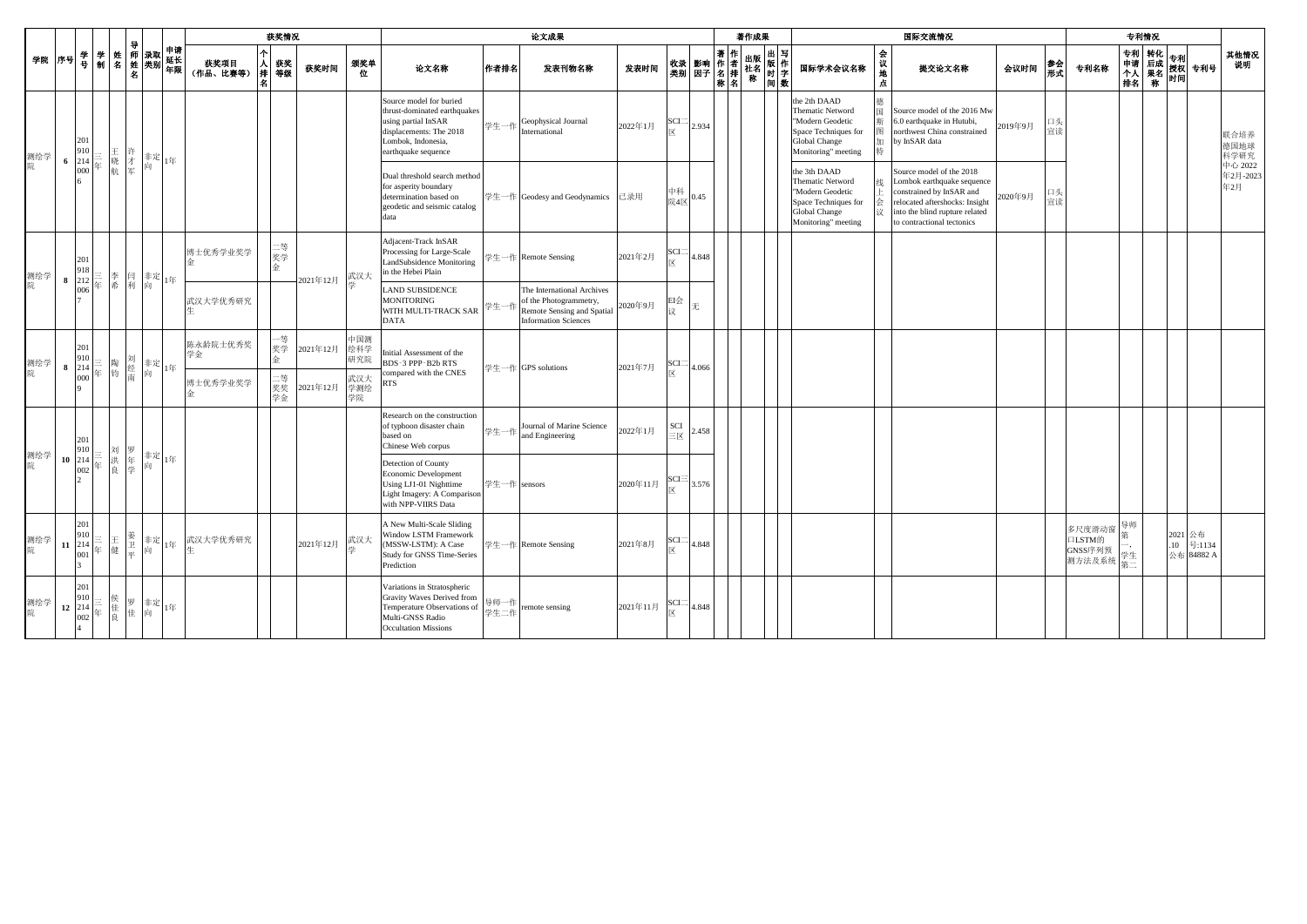| 学院 | 序号 | 学号 | 学制 | 姓名 | 导师姓名 | 录取类别 | 申请延长年限 | 获奖情况 | | | | | 论文成果 | | | | | | 著作成果 | | | | | 国际交流情况 | | | | | 专利情况 | | | | | 其他情况说明 |
|---|---|---|---|---|---|---|---|---|---|---|---|---|---|---|---|---|---|---|---|---|---|---|---|---|---|---|---|---|---|---|---|---|---|---|
| | | | | | | | | 获奖项目（作品、比赛等） | 个人排名 | 获奖等级 | 获奖时间 | 颁奖单位 | 论文名称 | 作者排名 | 发表刊物名称 | 发表时间 | 收录类别 | 影响因子 | 著作名称 | 作者排名 | 出版社名称 | 出版时间 | 写作字数 | 国际学术会议名称 | 会议地点 | 提交论文名称 | 会议时间 | 参会形式 | 专利名称 | 专利申请个人排名 | 转化后成果名称 | 专利授权时间 | 专利号 | |
| 测绘学院 | 6 | 2019102140006 | 三年 | 王晓航 | 许才军 | 非定向 | 1年 | | | | | | Source model for buried thrust-dominated earthquakes using partial InSAR displacements: The 2018 Lombok, Indonesia, earthquake sequence | 学生一作 | Geophysical Journal International | 2022年1月 | SCI二区 | 2.934 | | | | | | the 2th DAAD Thematic Netword "Modern Geodetic Space Techniques for Global Change Monitoring" meeting | 德国斯图加特 | Source model of the 2016 Mw 6.0 earthquake in Hutubi, northwest China constrained by InSAR data | 2019年9月 | 口头宣读 | | | | | | 联合培养德国地球科学研究中心 2022年2月-2023年2月 |
| | | | | | | | | | | | | | Dual threshold search method for asperity boundary determination based on geodetic and seismic catalog data | 学生一作 | Geodesy and Geodynamics | 已录用 | 中科院4区 | 0.45 | | | | | | the 3th DAAD Thematic Netword "Modern Geodetic Space Techniques for Global Change Monitoring" meeting | 线上会议 | Source model of the 2018 Lombok earthquake sequence constrained by InSAR and relocated aftershocks: Insight into the blind rupture related to contractional tectonics | 2020年9月 | 口头宣读 | | | | | | |
| 测绘学院 | 8 | 2019182120067 | 三年 | 李希 | 闫利 | 非定向 | 1年 | 博士优秀学业奖学金 | | 二等奖学金 | 2021年12月 | 武汉大学 | Adjacent-Track InSAR Processing for Large-Scale LandSubsidence Monitoring in the Hebei Plain | 学生一作 | Remote Sensing | 2021年2月 | SCI二区 | 4.848 | | | | | | | | | | | | | | | | |
| | | | | | | | | 武汉大学优秀研究生 | | | | | LAND SUBSIDENCE MONITORING WITH MULTI-TRACK SAR DATA | 学生一作 | The International Archives of the Photogrammetry, Remote Sensing and Spatial Information Sciences | 2020年9月 | EI会议 | 无 | | | | | | | | | | | | | | | | |
| 测绘学院 | 8 | 2019102140009 | 三年 | 陶钧 | 刘经南 | 非定向 | 1年 | 陈永龄院士优秀奖学金 | | 一等奖学金 | 2021年12月 | 中国测绘科学研究院 | Initial Assessment of the BDS-3 PPP-B2b RTS compared with the CNES RTS | 学生一作 | GPS solutions | 2021年7月 | SCI二区 | 4.066 | | | | | | | | | | | | | | | | |
| | | | | | | | | 博士优秀学业奖学金 | | 二等奖奖学金 | 2021年12月 | 武汉大学测绘学院 | | | | | | | | | | | | | | | | | | | | | | |
| 测绘学院 | 10 | 2019102140022 | 三年 | 刘洪良 | 罗年学 | 非定向 | 1年 | | | | | | Research on the construction of typhoon disaster chain based on Chinese Web corpus | 学生一作 | Journal of Marine Science and Engineering | 2022年1月 | SCI三区 | 2.458 | | | | | | | | | | | | | | | | |
| | | | | | | | | | | | | | Detection of County Economic Development Using LJ1-01 Nighttime Light Imagery: A Comparison with NPP-VIIRS Data | 学生一作 | sensors | 2020年11月 | SCI三区 | 3.576 | | | | | | | | | | | | | | | | |
| 测绘学院 | 11 | 2019102140013 | 三年 | 王健 | 姜卫平 | 非定向 | 1年 | 武汉大学优秀研究生 | | | 2021年12月 | 武汉大学 | A New Multi-Scale Sliding Window LSTM Framework (MSSW-LSTM): A Case Study for GNSS Time-Series Prediction | 学生一作 | Remote Sensing | 2021年8月 | SCI二区 | 4.848 | | | | | | | | | | | 多尺度滑动窗口LSTM的GNSS序列预测方法及系统 | 导师第一，学生第二 | | 2021.10公布 | 公布号:113484882 A | |
| 测绘学院 | 12 | 2019102140024 | 三年 | 侯佳良 | 罗佳 | 非定向 | 1年 | | | | | | Variations in Stratospheric Gravity Waves Derived from Temperature Observations of Multi-GNSS Radio Occultation Missions | 导师一作学生二作 | remote sensing | 2021年11月 | SCI二区 | 4.848 | | | | | | | | | | | | | | | | |